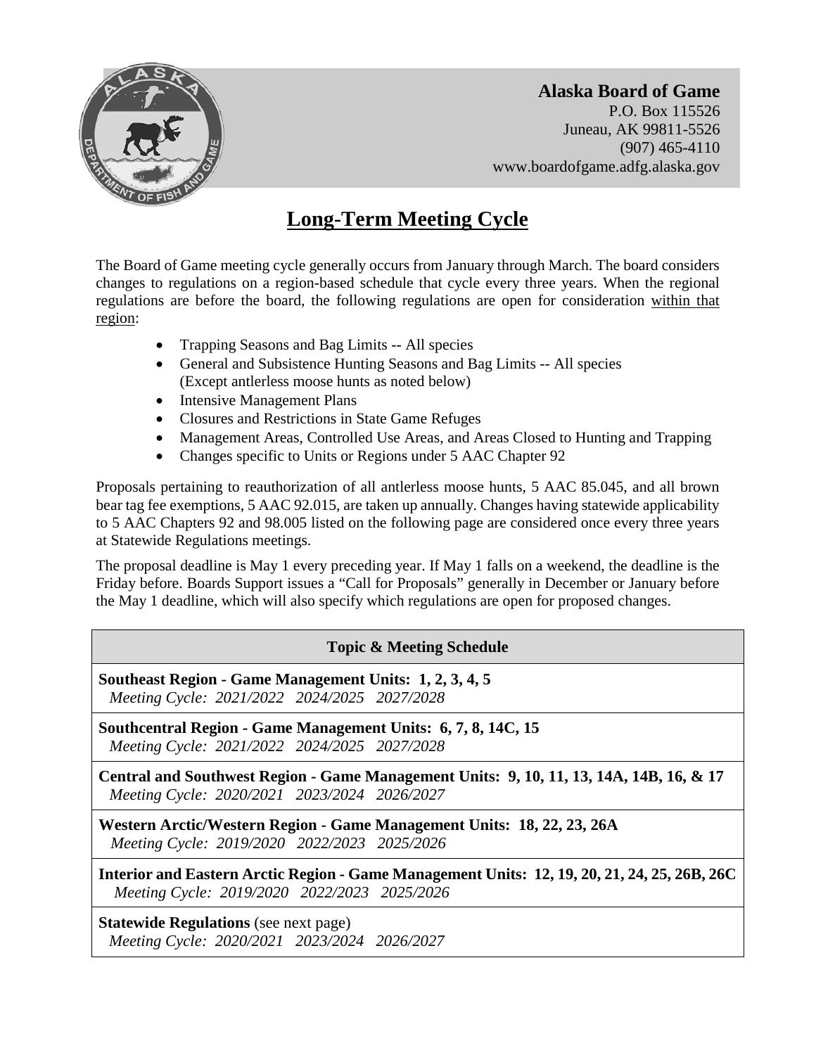**Alaska Board of Game**
P.O. Box 115526
Juneau, AK 99811-5526
(907) 465-4110
www.boardofgame.adfg.alaska.gov

# Long-Term Meeting Cycle

The Board of Game meeting cycle generally occurs from January through March. The board considers changes to regulations on a region-based schedule that cycle every three years. When the regional regulations are before the board, the following regulations are open for consideration within that region:

- Trapping Seasons and Bag Limits -- All species
- General and Subsistence Hunting Seasons and Bag Limits -- All species (Except antlerless moose hunts as noted below)
- Intensive Management Plans
- Closures and Restrictions in State Game Refuges
- Management Areas, Controlled Use Areas, and Areas Closed to Hunting and Trapping
- Changes specific to Units or Regions under 5 AAC Chapter 92

Proposals pertaining to reauthorization of all antlerless moose hunts, 5 AAC 85.045, and all brown bear tag fee exemptions, 5 AAC 92.015, are taken up annually. Changes having statewide applicability to 5 AAC Chapters 92 and 98.005 listed on the following page are considered once every three years at Statewide Regulations meetings.

The proposal deadline is May 1 every preceding year. If May 1 falls on a weekend, the deadline is the Friday before. Boards Support issues a "Call for Proposals" generally in December or January before the May 1 deadline, which will also specify which regulations are open for proposed changes.

| Topic & Meeting Schedule |
|---|
| **Southeast Region - Game Management Units: 1, 2, 3, 4, 5**<br>*Meeting Cycle: 2021/2022 2024/2025 2027/2028* |
| **Southcentral Region - Game Management Units: 6, 7, 8, 14C, 15**<br>*Meeting Cycle: 2021/2022 2024/2025 2027/2028* |
| **Central and Southwest Region - Game Management Units: 9, 10, 11, 13, 14A, 14B, 16, & 17**<br>*Meeting Cycle: 2020/2021 2023/2024 2026/2027* |
| **Western Arctic/Western Region - Game Management Units: 18, 22, 23, 26A**<br>*Meeting Cycle: 2019/2020 2022/2023 2025/2026* |
| **Interior and Eastern Arctic Region - Game Management Units: 12, 19, 20, 21, 24, 25, 26B, 26C**<br>*Meeting Cycle: 2019/2020 2022/2023 2025/2026* |
| **Statewide Regulations** (see next page)<br>*Meeting Cycle: 2020/2021 2023/2024 2026/2027* |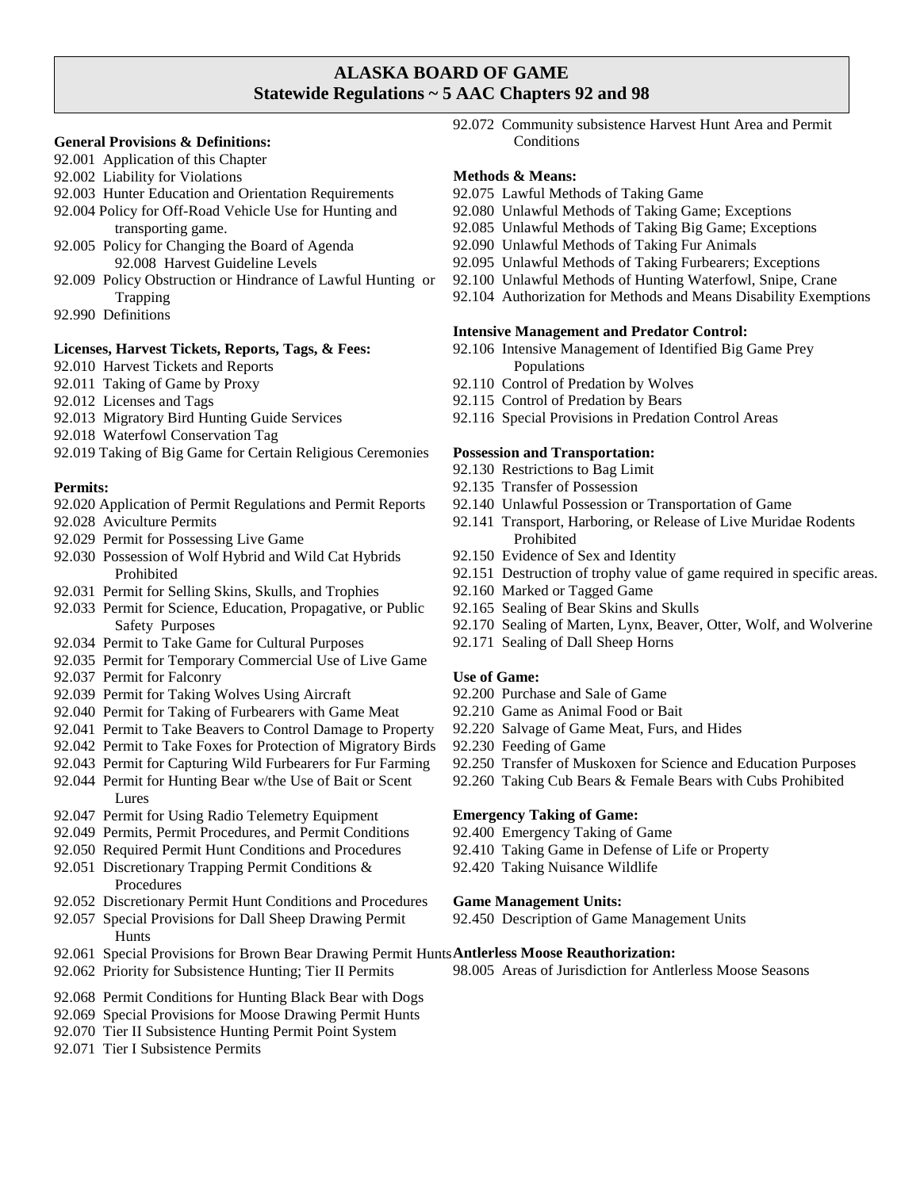# ALASKA BOARD OF GAME
## Statewide Regulations ~ 5 AAC Chapters 92 and 98

**General Provisions & Definitions:**

92.001 Application of this Chapter
92.002 Liability for Violations
92.003 Hunter Education and Orientation Requirements
92.004 Policy for Off-Road Vehicle Use for Hunting and transporting game.
92.005 Policy for Changing the Board of Agenda
92.008 Harvest Guideline Levels
92.009 Policy Obstruction or Hindrance of Lawful Hunting or Trapping
92.990 Definitions

**Licenses, Harvest Tickets, Reports, Tags, & Fees:**

92.010 Harvest Tickets and Reports
92.011 Taking of Game by Proxy
92.012 Licenses and Tags
92.013 Migratory Bird Hunting Guide Services
92.018 Waterfowl Conservation Tag
92.019 Taking of Big Game for Certain Religious Ceremonies

**Permits:**

92.020 Application of Permit Regulations and Permit Reports
92.028 Aviculture Permits
92.029 Permit for Possessing Live Game
92.030 Possession of Wolf Hybrid and Wild Cat Hybrids Prohibited
92.031 Permit for Selling Skins, Skulls, and Trophies
92.033 Permit for Science, Education, Propagative, or Public Safety Purposes
92.034 Permit to Take Game for Cultural Purposes
92.035 Permit for Temporary Commercial Use of Live Game
92.037 Permit for Falconry
92.039 Permit for Taking Wolves Using Aircraft
92.040 Permit for Taking of Furbearers with Game Meat
92.041 Permit to Take Beavers to Control Damage to Property
92.042 Permit to Take Foxes for Protection of Migratory Birds
92.043 Permit for Capturing Wild Furbearers for Fur Farming
92.044 Permit for Hunting Bear w/the Use of Bait or Scent Lures
92.047 Permit for Using Radio Telemetry Equipment
92.049 Permits, Permit Procedures, and Permit Conditions
92.050 Required Permit Hunt Conditions and Procedures
92.051 Discretionary Trapping Permit Conditions & Procedures
92.052 Discretionary Permit Hunt Conditions and Procedures
92.057 Special Provisions for Dall Sheep Drawing Permit Hunts
92.061 Special Provisions for Brown Bear Drawing Permit Hunts
92.062 Priority for Subsistence Hunting; Tier II Permits
92.068 Permit Conditions for Hunting Black Bear with Dogs
92.069 Special Provisions for Moose Drawing Permit Hunts
92.070 Tier II Subsistence Hunting Permit Point System
92.071 Tier I Subsistence Permits
92.072 Community subsistence Harvest Hunt Area and Permit Conditions

**Methods & Means:**

92.075 Lawful Methods of Taking Game
92.080 Unlawful Methods of Taking Game; Exceptions
92.085 Unlawful Methods of Taking Big Game; Exceptions
92.090 Unlawful Methods of Taking Fur Animals
92.095 Unlawful Methods of Taking Furbearers; Exceptions
92.100 Unlawful Methods of Hunting Waterfowl, Snipe, Crane
92.104 Authorization for Methods and Means Disability Exemptions

**Intensive Management and Predator Control:**

92.106 Intensive Management of Identified Big Game Prey Populations
92.110 Control of Predation by Wolves
92.115 Control of Predation by Bears
92.116 Special Provisions in Predation Control Areas

**Possession and Transportation:**

92.130 Restrictions to Bag Limit
92.135 Transfer of Possession
92.140 Unlawful Possession or Transportation of Game
92.141 Transport, Harboring, or Release of Live Muridae Rodents Prohibited
92.150 Evidence of Sex and Identity
92.151 Destruction of trophy value of game required in specific areas.
92.160 Marked or Tagged Game
92.165 Sealing of Bear Skins and Skulls
92.170 Sealing of Marten, Lynx, Beaver, Otter, Wolf, and Wolverine
92.171 Sealing of Dall Sheep Horns

**Use of Game:**

92.200 Purchase and Sale of Game
92.210 Game as Animal Food or Bait
92.220 Salvage of Game Meat, Furs, and Hides
92.230 Feeding of Game
92.250 Transfer of Muskoxen for Science and Education Purposes
92.260 Taking Cub Bears & Female Bears with Cubs Prohibited

**Emergency Taking of Game:**

92.400 Emergency Taking of Game
92.410 Taking Game in Defense of Life or Property
92.420 Taking Nuisance Wildlife

**Game Management Units:**

92.450 Description of Game Management Units

**Antlerless Moose Reauthorization:**

98.005 Areas of Jurisdiction for Antlerless Moose Seasons